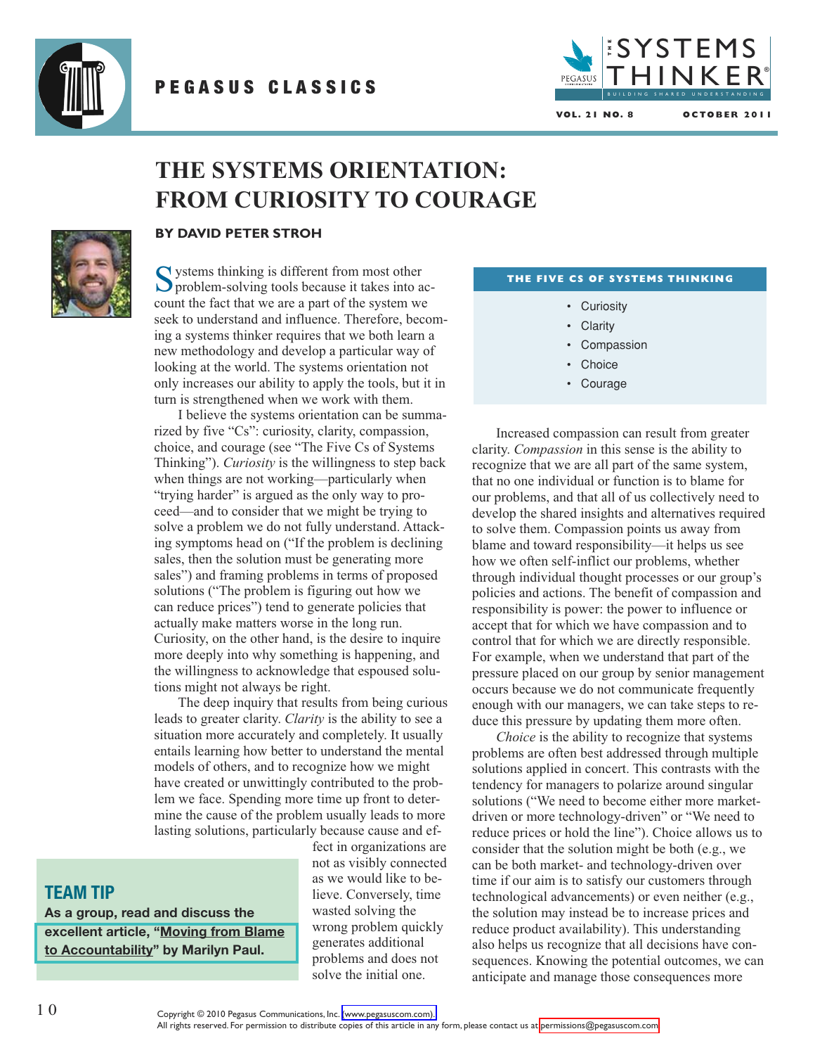PEGASUS CLASSICS

# THE SYSTEMS ORIENTATION: FROM CURIOSITY TO COURAGE

**BY DAVID PETER STROH**

Systems thinking is different from most other problem-solving tools because it takes into account the fact that we are a part of the system we seek to understand and influence. Therefore, becoming a systems thinker requires that we both learn a new methodology and develop a particular way of looking at the world. The systems orientation not only increases our ability to apply the tools, but it in turn is strengthened when we work with them.

I believe the systems orientation can be summarized by five "Cs": curiosity, clarity, compassion, choice, and courage (see "The Five Cs of Systems Thinking"). *Curiosity* is the willingness to step back when things are not working—particularly when "trying harder" is argued as the only way to proceed—and to consider that we might be trying to solve a problem we do not fully understand. Attacking symptoms head on ("If the problem is declining sales, then the solution must be generating more sales") and framing problems in terms of proposed solutions ("The problem is figuring out how we can reduce prices") tend to generate policies that actually make matters worse in the long run. Curiosity, on the other hand, is the desire to inquire more deeply into why something is happening, and the willingness to acknowledge that espoused solutions might not always be right.

The deep inquiry that results from being curious leads to greater clarity. *Clarity* is the ability to see a situation more accurately and completely. It usually entails learning how better to understand the mental models of others, and to recognize how we might have created or unwittingly contributed to the problem we face. Spending more time up front to determine the cause of the problem usually leads to more lasting solutions, particularly because cause and effect in organizations are not as visibly connected as we would like to believe. Conversely, time wasted solving the wrong problem quickly generates additional problems and does not solve the initial one.

> **TEAM TIP**
>
> **As a group, read and discuss the excellent article, "Moving from Blame to Accountability" by Marilyn Paul.**

**THE FIVE CS OF SYSTEMS THINKING**

- Curiosity
- Clarity
- Compassion
- Choice
- Courage

Increased compassion can result from greater clarity. *Compassion* in this sense is the ability to recognize that we are all part of the same system, that no one individual or function is to blame for our problems, and that all of us collectively need to develop the shared insights and alternatives required to solve them. Compassion points us away from blame and toward responsibility—it helps us see how we often self-inflict our problems, whether through individual thought processes or our group's policies and actions. The benefit of compassion and responsibility is power: the power to influence or accept that for which we have compassion and to control that for which we are directly responsible. For example, when we understand that part of the pressure placed on our group by senior management occurs because we do not communicate frequently enough with our managers, we can take steps to reduce this pressure by updating them more often.

*Choice* is the ability to recognize that systems problems are often best addressed through multiple solutions applied in concert. This contrasts with the tendency for managers to polarize around singular solutions ("We need to become either more market-driven or more technology-driven" or "We need to reduce prices or hold the line"). Choice allows us to consider that the solution might be both (e.g., we can be both market- and technology-driven over time if our aim is to satisfy our customers through technological advancements) or even neither (e.g., the solution may instead be to increase prices and reduce product availability). This understanding also helps us recognize that all decisions have consequences. Knowing the potential outcomes, we can anticipate and manage those consequences more

Copyright © 2010 Pegasus Communications, Inc. (www.pegasuscom.com).
All rights reserved. For permission to distribute copies of this article in any form, please contact us at permissions@pegasuscom.com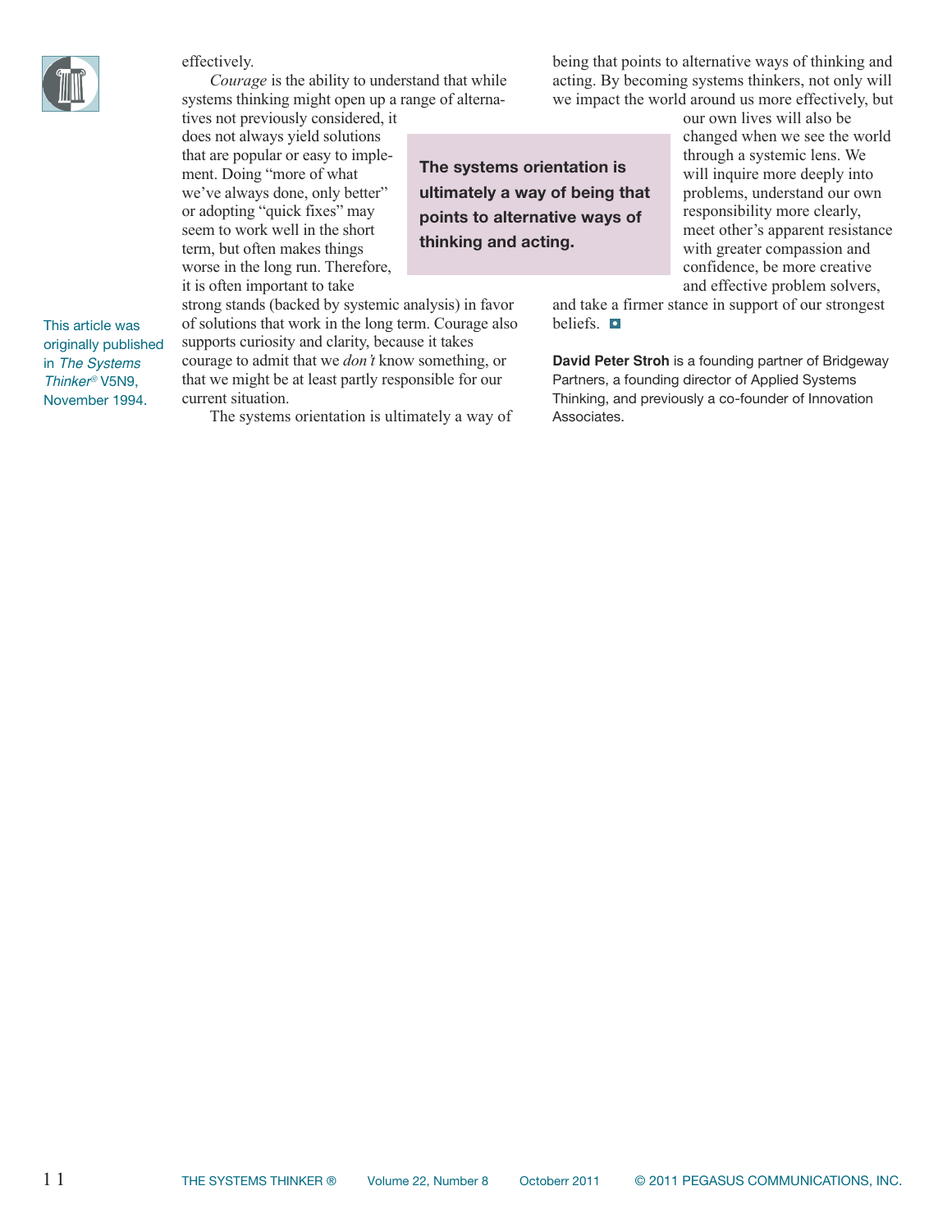effectively.

*Courage* is the ability to understand that while systems thinking might open up a range of alternatives not previously considered, it does not always yield solutions that are popular or easy to implement. Doing "more of what we've always done, only better" or adopting "quick fixes" may seem to work well in the short term, but often makes things worse in the long run. Therefore, it is often important to take strong stands (backed by systemic analysis) in favor of solutions that work in the long term. Courage also supports curiosity and clarity, because it takes courage to admit that we *don't* know something, or that we might be at least partly responsible for our current situation.

**The systems orientation is ultimately a way of being that points to alternative ways of thinking and acting.**

The systems orientation is ultimately a way of being that points to alternative ways of thinking and acting. By becoming systems thinkers, not only will we impact the world around us more effectively, but our own lives will also be changed when we see the world through a systemic lens. We will inquire more deeply into problems, understand our own responsibility more clearly, meet other's apparent resistance with greater compassion and confidence, be more creative and effective problem solvers, and take a firmer stance in support of our strongest beliefs.

**David Peter Stroh** is a founding partner of Bridgeway Partners, a founding director of Applied Systems Thinking, and previously a co-founder of Innovation Associates.

This article was originally published in *The Systems Thinker®* V5N9, November 1994.